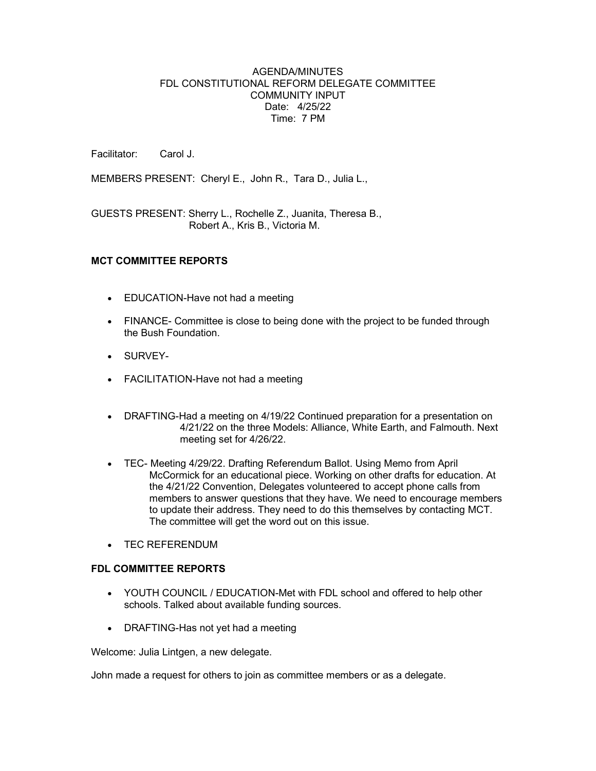# AGENDA/MINUTES
## FDL CONSTITUTIONAL REFORM DELEGATE COMMITTEE
### COMMUNITY INPUT

Date: 4/25/22
Time: 7 PM

Facilitator: Carol J.

MEMBERS PRESENT: Cheryl E., John R., Tara D., Julia L.,

GUESTS PRESENT: Sherry L., Rochelle Z., Juanita, Theresa B., Robert A., Kris B., Victoria M.

**MCT COMMITTEE REPORTS**

- EDUCATION-Have not had a meeting
- FINANCE- Committee is close to being done with the project to be funded through the Bush Foundation.
- SURVEY-
- FACILITATION-Have not had a meeting
- DRAFTING-Had a meeting on 4/19/22 Continued preparation for a presentation on 4/21/22 on the three Models: Alliance, White Earth, and Falmouth. Next meeting set for 4/26/22.
- TEC- Meeting 4/29/22. Drafting Referendum Ballot. Using Memo from April McCormick for an educational piece. Working on other drafts for education. At the 4/21/22 Convention, Delegates volunteered to accept phone calls from members to answer questions that they have. We need to encourage members to update their address. They need to do this themselves by contacting MCT. The committee will get the word out on this issue.
- TEC REFERENDUM

**FDL COMMITTEE REPORTS**

- YOUTH COUNCIL / EDUCATION-Met with FDL school and offered to help other schools. Talked about available funding sources.
- DRAFTING-Has not yet had a meeting

Welcome: Julia Lintgen, a new delegate.

John made a request for others to join as committee members or as a delegate.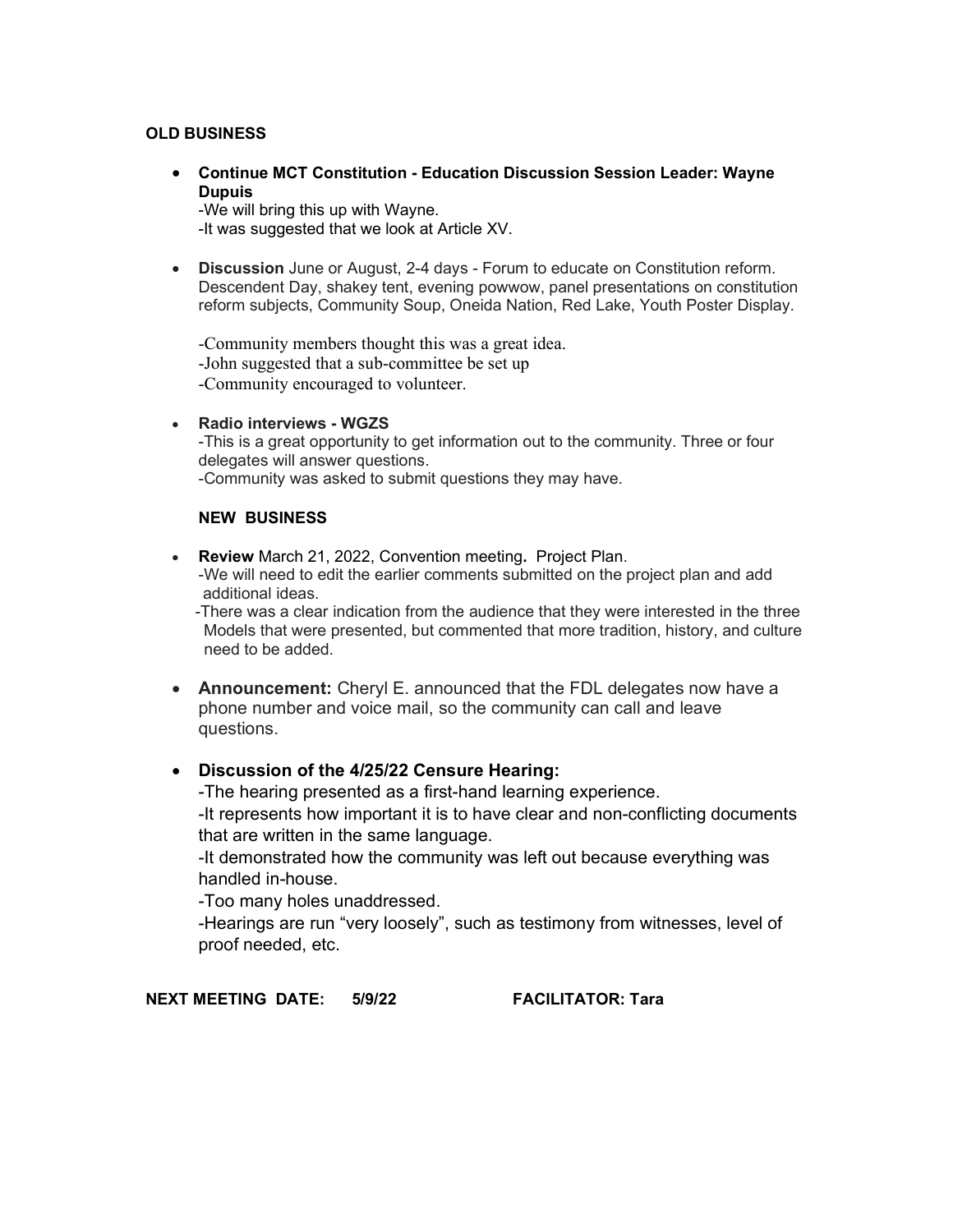**OLD BUSINESS**

- **Continue MCT Constitution - Education Discussion Session Leader: Wayne Dupuis**
  -We will bring this up with Wayne.
  -It was suggested that we look at Article XV.

- **Discussion** June or August, 2-4 days - Forum to educate on Constitution reform. Descendent Day, shakey tent, evening powwow, panel presentations on constitution reform subjects, Community Soup, Oneida Nation, Red Lake, Youth Poster Display.

  -Community members thought this was a great idea.
  -John suggested that a sub-committee be set up
  -Community encouraged to volunteer.

- **Radio interviews - WGZS**
  -This is a great opportunity to get information out to the community. Three or four delegates will answer questions.
  -Community was asked to submit questions they may have.

**NEW BUSINESS**

- **Review** March 21, 2022, Convention meeting**.** Project Plan.
  -We will need to edit the earlier comments submitted on the project plan and add additional ideas.
  -There was a clear indication from the audience that they were interested in the three Models that were presented, but commented that more tradition, history, and culture need to be added.

- **Announcement:** Cheryl E. announced that the FDL delegates now have a phone number and voice mail, so the community can call and leave questions.

- **Discussion of the 4/25/22 Censure Hearing:**
  -The hearing presented as a first-hand learning experience.
  -It represents how important it is to have clear and non-conflicting documents that are written in the same language.
  -It demonstrated how the community was left out because everything was handled in-house.
  -Too many holes unaddressed.
  -Hearings are run "very loosely", such as testimony from witnesses, level of proof needed, etc.

**NEXT MEETING DATE: 5/9/22 FACILITATOR: Tara**